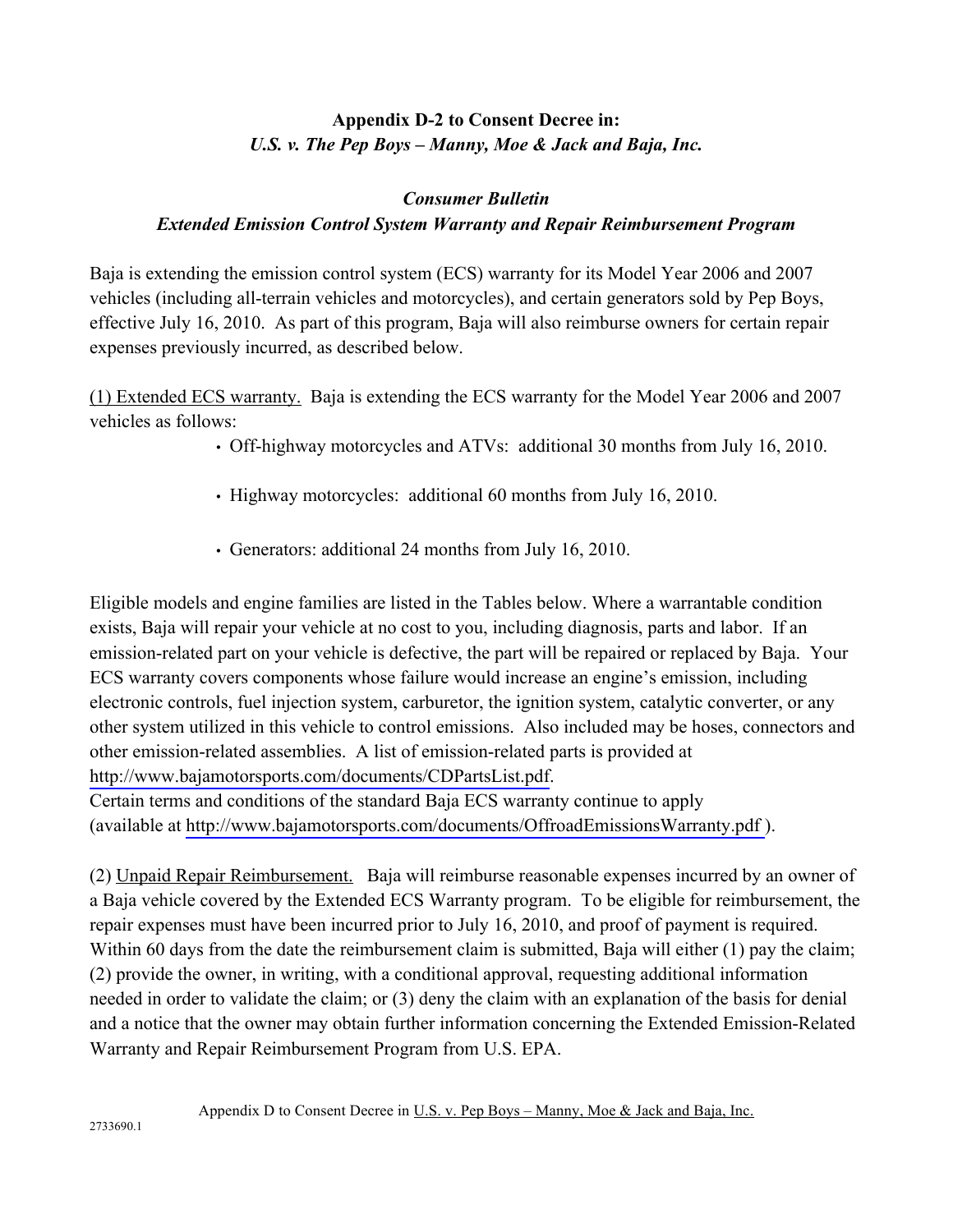**Appendix D-2 to Consent Decree in:**
***U.S. v. The Pep Boys – Manny, Moe & Jack and Baja, Inc.***

***Consumer Bulletin***
***Extended Emission Control System Warranty and Repair Reimbursement Program***

Baja is extending the emission control system (ECS) warranty for its Model Year 2006 and 2007 vehicles (including all-terrain vehicles and motorcycles), and certain generators sold by Pep Boys, effective July 16, 2010. As part of this program, Baja will also reimburse owners for certain repair expenses previously incurred, as described below.

(1) Extended ECS warranty. Baja is extending the ECS warranty for the Model Year 2006 and 2007 vehicles as follows:

- Off-highway motorcycles and ATVs: additional 30 months from July 16, 2010.
- Highway motorcycles: additional 60 months from July 16, 2010.
- Generators: additional 24 months from July 16, 2010.

Eligible models and engine families are listed in the Tables below. Where a warrantable condition exists, Baja will repair your vehicle at no cost to you, including diagnosis, parts and labor. If an emission-related part on your vehicle is defective, the part will be repaired or replaced by Baja. Your ECS warranty covers components whose failure would increase an engine's emission, including electronic controls, fuel injection system, carburetor, the ignition system, catalytic converter, or any other system utilized in this vehicle to control emissions. Also included may be hoses, connectors and other emission-related assemblies. A list of emission-related parts is provided at http://www.bajamotorsports.com/documents/CDPartsList.pdf.
Certain terms and conditions of the standard Baja ECS warranty continue to apply (available at http://www.bajamotorsports.com/documents/OffroadEmissionsWarranty.pdf ).

(2) Unpaid Repair Reimbursement. Baja will reimburse reasonable expenses incurred by an owner of a Baja vehicle covered by the Extended ECS Warranty program. To be eligible for reimbursement, the repair expenses must have been incurred prior to July 16, 2010, and proof of payment is required. Within 60 days from the date the reimbursement claim is submitted, Baja will either (1) pay the claim; (2) provide the owner, in writing, with a conditional approval, requesting additional information needed in order to validate the claim; or (3) deny the claim with an explanation of the basis for denial and a notice that the owner may obtain further information concerning the Extended Emission-Related Warranty and Repair Reimbursement Program from U.S. EPA.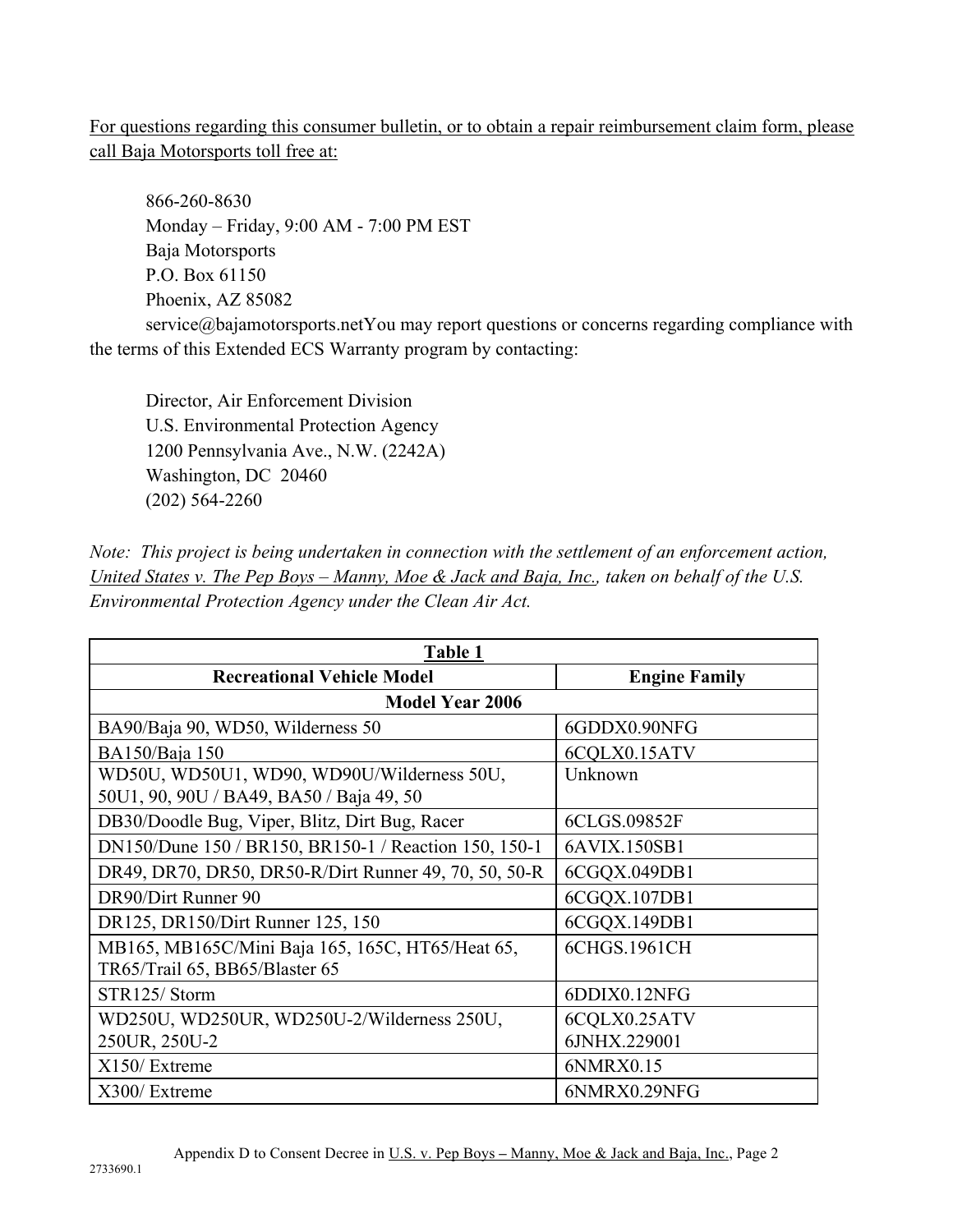For questions regarding this consumer bulletin, or to obtain a repair reimbursement claim form, please call Baja Motorsports toll free at:

866-260-8630
Monday – Friday, 9:00 AM - 7:00 PM EST
Baja Motorsports
P.O. Box 61150
Phoenix, AZ 85082
service@bajamotorsports.netYou may report questions or concerns regarding compliance with the terms of this Extended ECS Warranty program by contacting:

Director, Air Enforcement Division
U.S. Environmental Protection Agency
1200 Pennsylvania Ave., N.W. (2242A)
Washington, DC 20460
(202) 564-2260

*Note: This project is being undertaken in connection with the settlement of an enforcement action, United States v. The Pep Boys – Manny, Moe & Jack and Baja, Inc., taken on behalf of the U.S. Environmental Protection Agency under the Clean Air Act.*

| **Table 1** | |
|---|---|
| **Recreational Vehicle Model** | **Engine Family** |
| **Model Year 2006** | |
| BA90/Baja 90, WD50, Wilderness 50 | 6GDDX0.90NFG |
| BA150/Baja 150 | 6CQLX0.15ATV |
| WD50U, WD50U1, WD90, WD90U/Wilderness 50U, 50U1, 90, 90U / BA49, BA50 / Baja 49, 50 | Unknown |
| DB30/Doodle Bug, Viper, Blitz, Dirt Bug, Racer | 6CLGS.09852F |
| DN150/Dune 150 / BR150, BR150-1 / Reaction 150, 150-1 | 6AVIX.150SB1 |
| DR49, DR70, DR50, DR50-R/Dirt Runner 49, 70, 50, 50-R | 6CGQX.049DB1 |
| DR90/Dirt Runner 90 | 6CGQX.107DB1 |
| DR125, DR150/Dirt Runner 125, 150 | 6CGQX.149DB1 |
| MB165, MB165C/Mini Baja 165, 165C, HT65/Heat 65, TR65/Trail 65, BB65/Blaster 65 | 6CHGS.1961CH |
| STR125/ Storm | 6DDIX0.12NFG |
| WD250U, WD250UR, WD250U-2/Wilderness 250U, 250UR, 250U-2 | 6CQLX0.25ATV 6JNHX.229001 |
| X150/ Extreme | 6NMRX0.15 |
| X300/ Extreme | 6NMRX0.29NFG |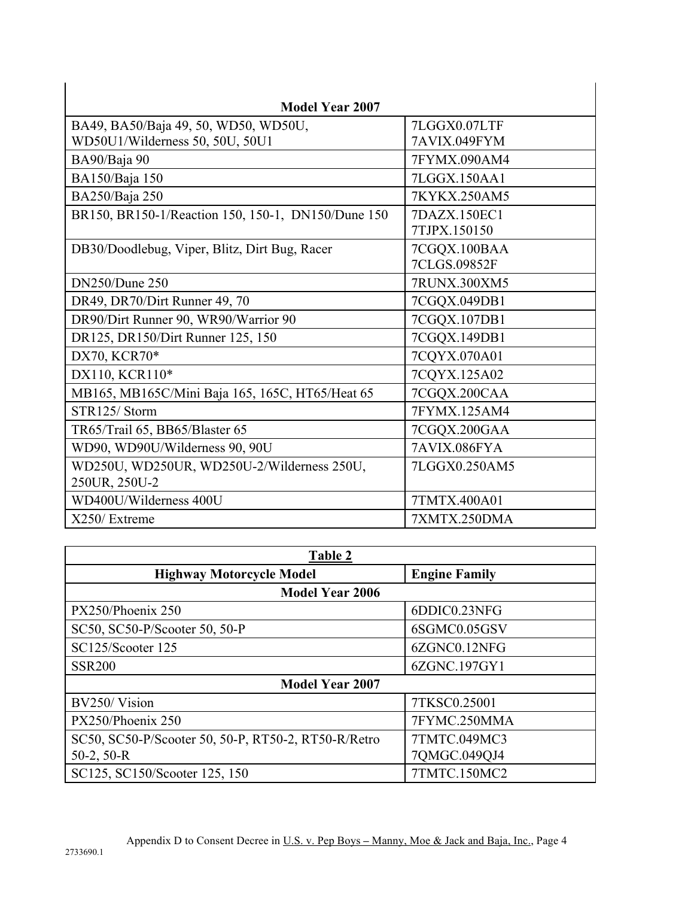| Model Year 2007 | |
|---|---|
| BA49, BA50/Baja 49, 50, WD50, WD50U, WD50U1/Wilderness 50, 50U, 50U1 | 7LGGX0.07LTF 7AVIX.049FYM |
| BA90/Baja 90 | 7FYMX.090AM4 |
| BA150/Baja 150 | 7LGGX.150AA1 |
| BA250/Baja 250 | 7KYKX.250AM5 |
| BR150, BR150-1/Reaction 150, 150-1, DN150/Dune 150 | 7DAZX.150EC1 7TJPX.150150 |
| DB30/Doodlebug, Viper, Blitz, Dirt Bug, Racer | 7CGQX.100BAA 7CLGS.09852F |
| DN250/Dune 250 | 7RUNX.300XM5 |
| DR49, DR70/Dirt Runner 49, 70 | 7CGQX.049DB1 |
| DR90/Dirt Runner 90, WR90/Warrior 90 | 7CGQX.107DB1 |
| DR125, DR150/Dirt Runner 125, 150 | 7CGQX.149DB1 |
| DX70, KCR70* | 7CQYX.070A01 |
| DX110, KCR110* | 7CQYX.125A02 |
| MB165, MB165C/Mini Baja 165, 165C, HT65/Heat 65 | 7CGQX.200CAA |
| STR125/ Storm | 7FYMX.125AM4 |
| TR65/Trail 65, BB65/Blaster 65 | 7CGQX.200GAA |
| WD90, WD90U/Wilderness 90, 90U | 7AVIX.086FYA |
| WD250U, WD250UR, WD250U-2/Wilderness 250U, 250UR, 250U-2 | 7LGGX0.250AM5 |
| WD400U/Wilderness 400U | 7TMTX.400A01 |
| X250/ Extreme | 7XMTX.250DMA |

| Table 2 | |
|---|---|
| **Highway Motorcycle Model** | **Engine Family** |
| **Model Year 2006** | |
| PX250/Phoenix 250 | 6DDIC0.23NFG |
| SC50, SC50-P/Scooter 50, 50-P | 6SGMC0.05GSV |
| SC125/Scooter 125 | 6ZGNC0.12NFG |
| SSR200 | 6ZGNC.197GY1 |
| **Model Year 2007** | |
| BV250/ Vision | 7TKSC0.25001 |
| PX250/Phoenix 250 | 7FYMC.250MMA |
| SC50, SC50-P/Scooter 50, 50-P, RT50-2, RT50-R/Retro 50-2, 50-R | 7TMTC.049MC3 7QMGC.049QJ4 |
| SC125, SC150/Scooter 125, 150 | 7TMTC.150MC2 |

Appendix D to Consent Decree in U.S. v. Pep Boys – Manny, Moe & Jack and Baja, Inc., Page 4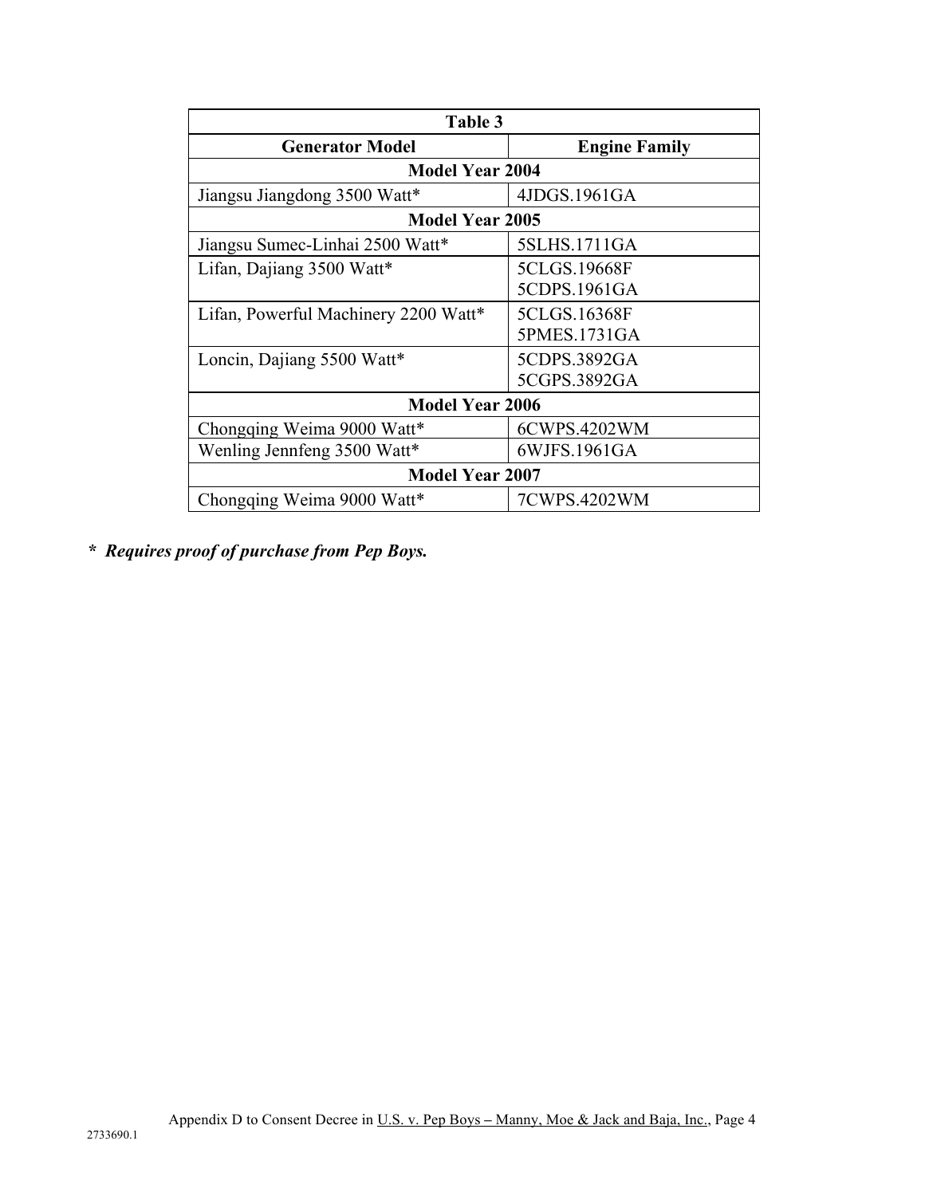| Table 3 | |
|---|---|
| **Generator Model** | **Engine Family** |
| **Model Year 2004** | |
| Jiangsu Jiangdong 3500 Watt* | 4JDGS.1961GA |
| **Model Year 2005** | |
| Jiangsu Sumec-Linhai 2500 Watt* | 5SLHS.1711GA |
| Lifan, Dajiang 3500 Watt* | 5CLGS.19668F<br>5CDPS.1961GA |
| Lifan, Powerful Machinery 2200 Watt* | 5CLGS.16368F<br>5PMES.1731GA |
| Loncin, Dajiang 5500 Watt* | 5CDPS.3892GA<br>5CGPS.3892GA |
| **Model Year 2006** | |
| Chongqing Weima 9000 Watt* | 6CWPS.4202WM |
| Wenling Jennfeng 3500 Watt* | 6WJFS.1961GA |
| **Model Year 2007** | |
| Chongqing Weima 9000 Watt* | 7CWPS.4202WM |

***  Requires proof of purchase from Pep Boys.**

Appendix D to Consent Decree in U.S. v. Pep Boys – Manny, Moe & Jack and Baja, Inc., Page 4

2733690.1